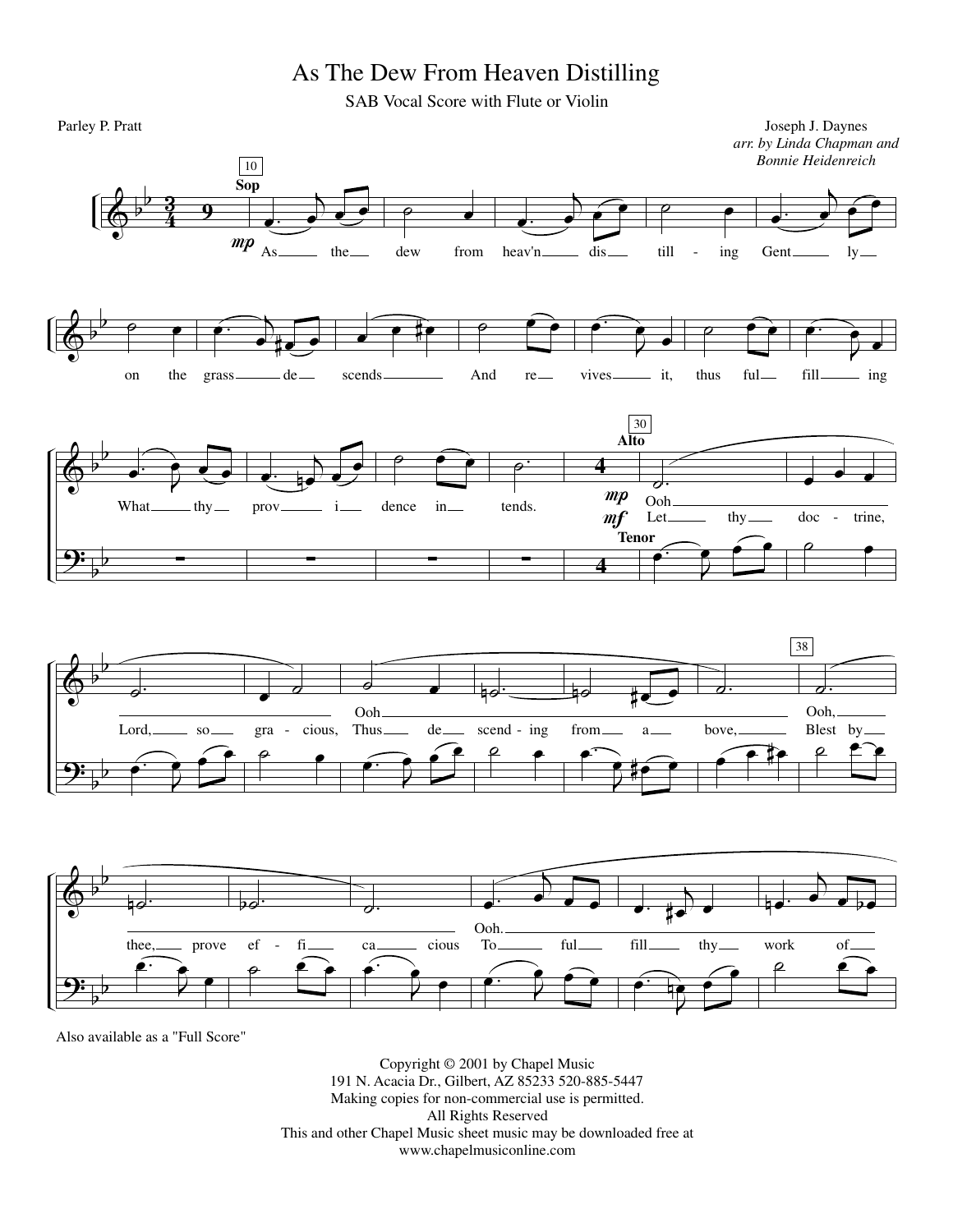# As The Dew From Heaven Distilling

SAB Vocal Score with Flute or Violin

Parley P. Pratt

Joseph J. Daynes
*arr. by Linda Chapman and Bonnie Heidenreich*

Also available as a "Full Score"

Copyright © 2001 by Chapel Music
191 N. Acacia Dr., Gilbert, AZ 85233 520-885-5447
Making copies for non-commercial use is permitted.
All Rights Reserved
This and other Chapel Music sheet music may be downloaded free at
www.chapelmusiconline.com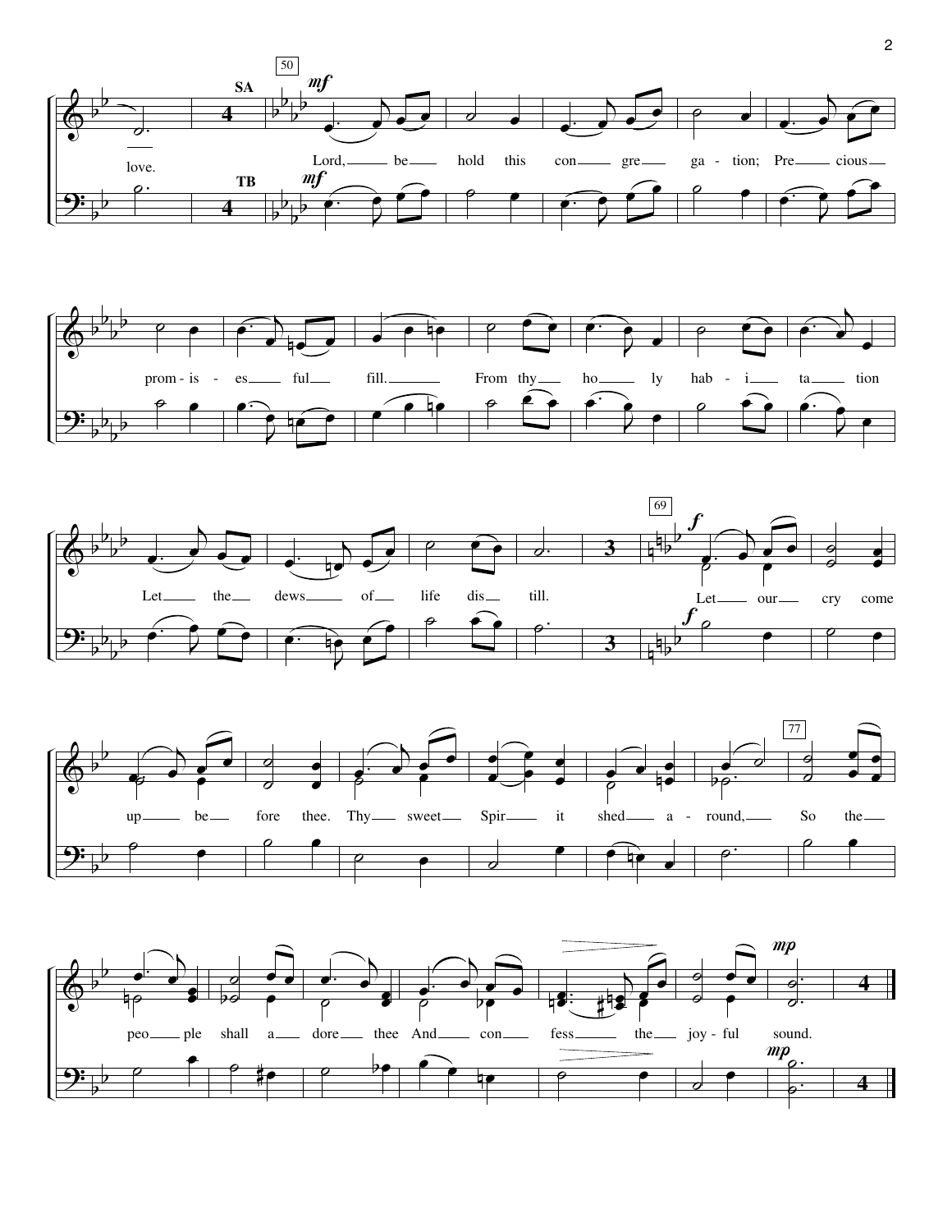SA

TB

love.

Lord, be hold this con gre ga - tion; Pre cious prom - is - es ful fill. From thy ho ly hab - i ta tion Let the dews of life dis till.

Let our cry come up be fore thee. Thy sweet Spir it shed a - round, So the peo ple shall a dore thee And con fess the joy - ful sound.